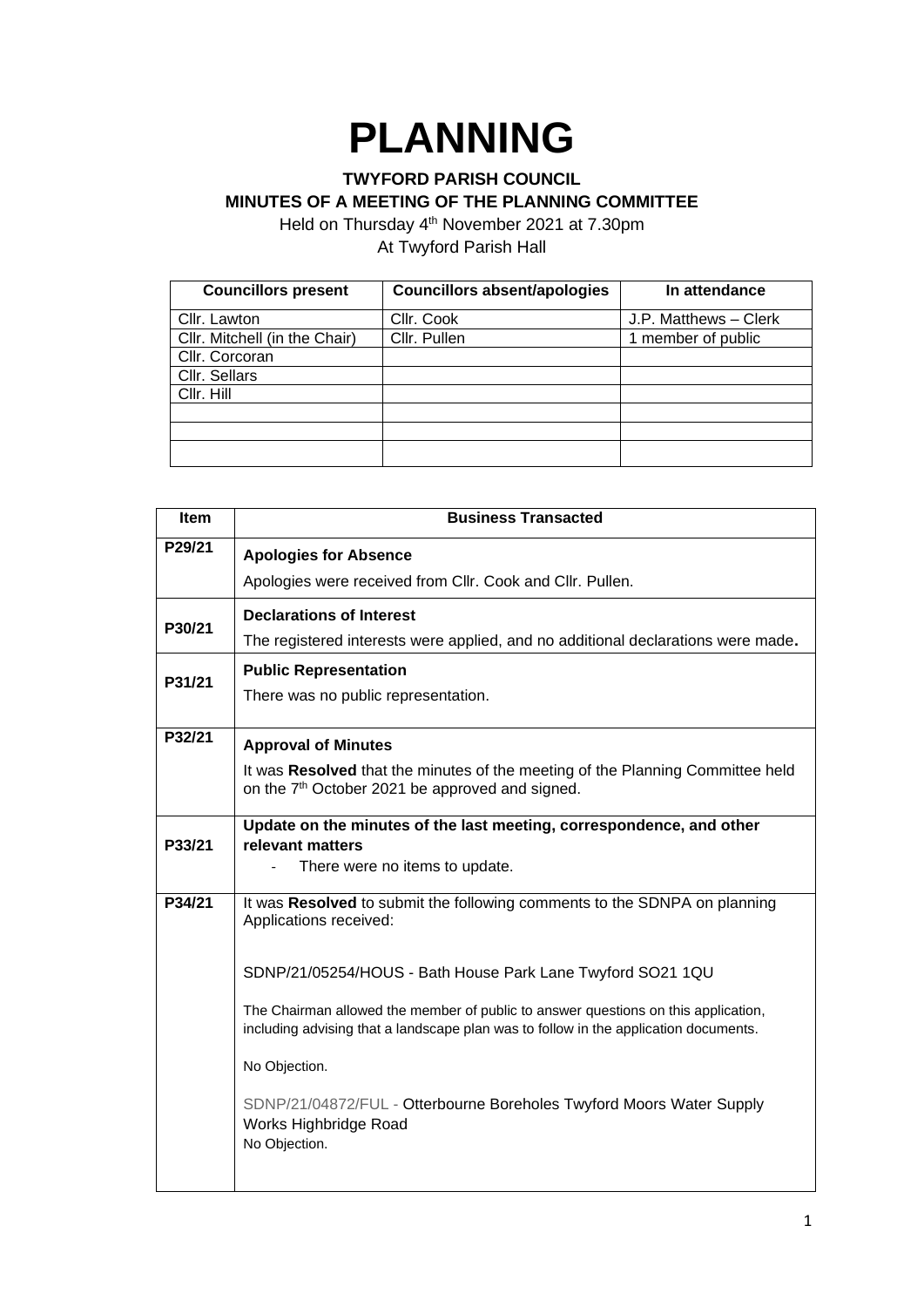# PLANNING

**TWYFORD PARISH COUNCIL**
**MINUTES OF A MEETING OF THE PLANNING COMMITTEE**

Held on Thursday 4th November 2021 at 7.30pm
At Twyford Parish Hall

| Councillors present | Councillors absent/apologies | In attendance |
|---|---|---|
| Cllr. Lawton | Cllr. Cook | J.P. Matthews – Clerk |
| Cllr. Mitchell (in the Chair) | Cllr. Pullen | 1 member of public |
| Cllr. Corcoran | | |
| Cllr. Sellars | | |
| Cllr. Hill | | |
| | | |
| | | |
| | | |

| Item | Business Transacted |
|---|---|
| P29/21 | **Apologies for Absence**<br>Apologies were received from Cllr. Cook and Cllr. Pullen. |
| P30/21 | **Declarations of Interest**<br>The registered interests were applied, and no additional declarations were made**.** |
| P31/21 | **Public Representation**<br>There was no public representation. |
| P32/21 | **Approval of Minutes**<br>It was **Resolved** that the minutes of the meeting of the Planning Committee held on the 7th October 2021 be approved and signed. |
| P33/21 | **Update on the minutes of the last meeting, correspondence, and other relevant matters**<br>- There were no items to update. |
| P34/21 | It was **Resolved** to submit the following comments to the SDNPA on planning Applications received:<br><br>SDNP/21/05254/HOUS - Bath House Park Lane Twyford SO21 1QU<br><br>The Chairman allowed the member of public to answer questions on this application, including advising that a landscape plan was to follow in the application documents.<br><br>No Objection.<br><br>SDNP/21/04872/FUL - Otterbourne Boreholes Twyford Moors Water Supply Works Highbridge Road<br>No Objection. |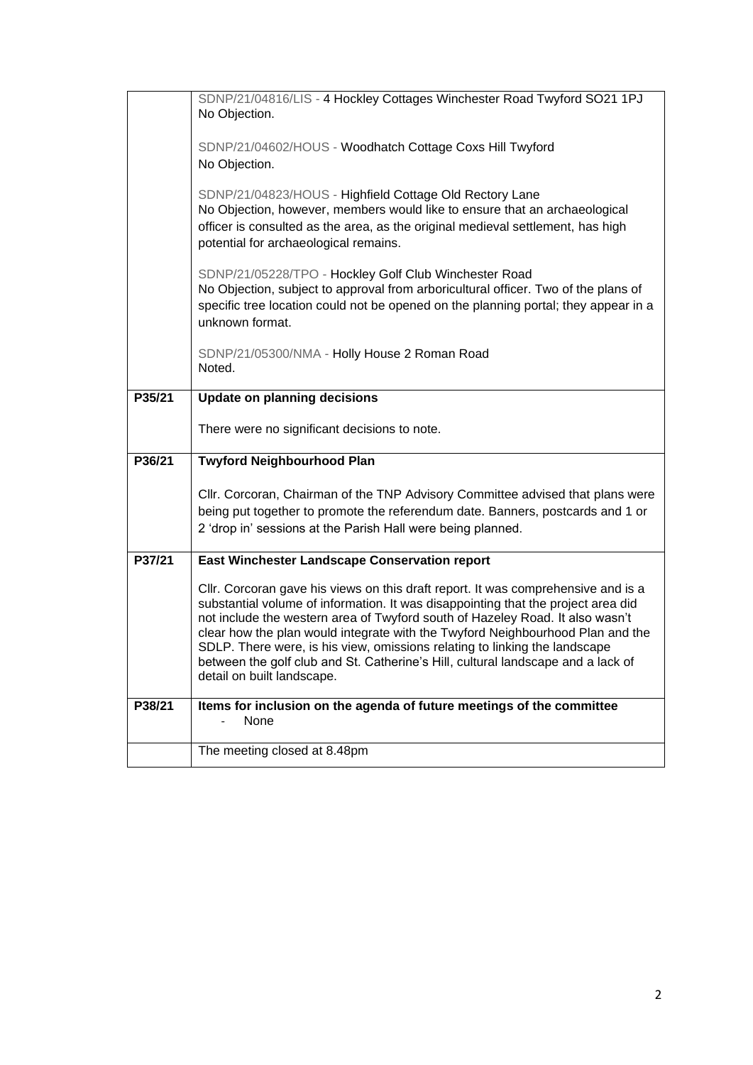| | |
|---|---|
| | SDNP/21/04816/LIS - 4 Hockley Cottages Winchester Road Twyford SO21 1PJ<br>No Objection.<br><br>SDNP/21/04602/HOUS - Woodhatch Cottage Coxs Hill Twyford<br>No Objection.<br><br>SDNP/21/04823/HOUS - Highfield Cottage Old Rectory Lane<br>No Objection, however, members would like to ensure that an archaeological officer is consulted as the area, as the original medieval settlement, has high potential for archaeological remains.<br><br>SDNP/21/05228/TPO - Hockley Golf Club Winchester Road<br>No Objection, subject to approval from arboricultural officer. Two of the plans of specific tree location could not be opened on the planning portal; they appear in a unknown format.<br><br>SDNP/21/05300/NMA - Holly House 2 Roman Road<br>Noted. |
| **P35/21** | **Update on planning decisions**<br><br>There were no significant decisions to note. |
| **P36/21** | **Twyford Neighbourhood Plan**<br><br>Cllr. Corcoran, Chairman of the TNP Advisory Committee advised that plans were being put together to promote the referendum date. Banners, postcards and 1 or 2 'drop in' sessions at the Parish Hall were being planned. |
| **P37/21** | **East Winchester Landscape Conservation report**<br><br>Cllr. Corcoran gave his views on this draft report. It was comprehensive and is a substantial volume of information. It was disappointing that the project area did not include the western area of Twyford south of Hazeley Road. It also wasn't clear how the plan would integrate with the Twyford Neighbourhood Plan and the SDLP. There were, is his view, omissions relating to linking the landscape between the golf club and St. Catherine's Hill, cultural landscape and a lack of detail on built landscape. |
| **P38/21** | **Items for inclusion on the agenda of future meetings of the committee**<br>- None |
| | The meeting closed at 8.48pm |